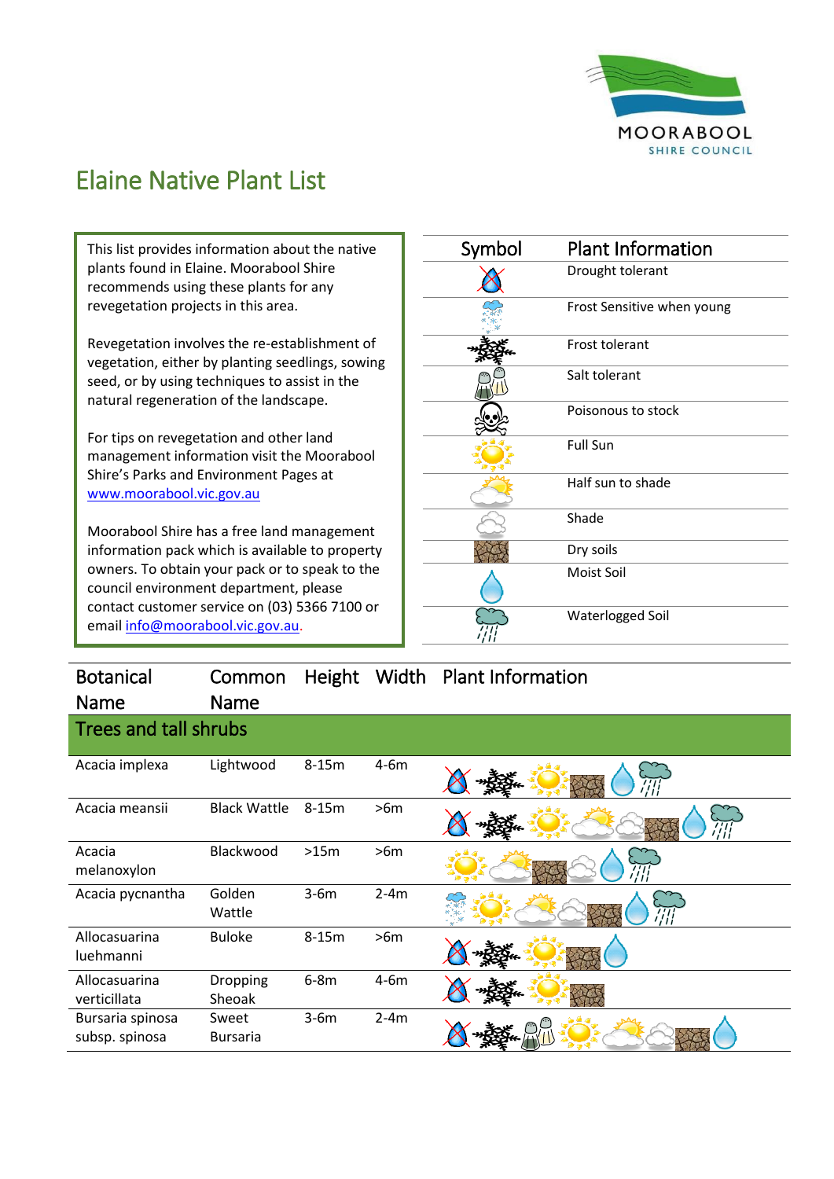MOORABOOL
SHIRE COUNCIL

# Elaine Native Plant List

This list provides information about the native plants found in Elaine. Moorabool Shire recommends using these plants for any revegetation projects in this area.

Revegetation involves the re-establishment of vegetation, either by planting seedlings, sowing seed, or by using techniques to assist in the natural regeneration of the landscape.

For tips on revegetation and other land management information visit the Moorabool Shire's Parks and Environment Pages at [www.moorabool.vic.gov.au](http://www.moorabool.vic.gov.au)

Moorabool Shire has a free land management information pack which is available to property owners. To obtain your pack or to speak to the council environment department, please contact customer service on (03) 5366 7100 or email [info@moorabool.vic.gov.au](mailto:info@moorabool.vic.gov.au).

| Symbol | Plant Information |
|---|---|
| | Drought tolerant |
| | Frost Sensitive when young |
| | Frost tolerant |
| | Salt tolerant |
| | Poisonous to stock |
| | Full Sun |
| | Half sun to shade |
| | Shade |
| | Dry soils |
| | Moist Soil |
| | Waterlogged Soil |

| Botanical Name | Common Name | Height | Width | Plant Information |
|---|---|---|---|---|
| **Trees and tall shrubs** | | | | |
| Acacia implexa | Lightwood | 8-15m | 4-6m | |
| Acacia meansii | Black Wattle | 8-15m | >6m | |
| Acacia melanoxylon | Blackwood | >15m | >6m | |
| Acacia pycnantha | Golden Wattle | 3-6m | 2-4m | |
| Allocasuarina luehmanni | Buloke | 8-15m | >6m | |
| Allocasuarina verticillata | Dropping Sheoak | 6-8m | 4-6m | |
| Bursaria spinosa subsp. spinosa | Sweet Bursaria | 3-6m | 2-4m | |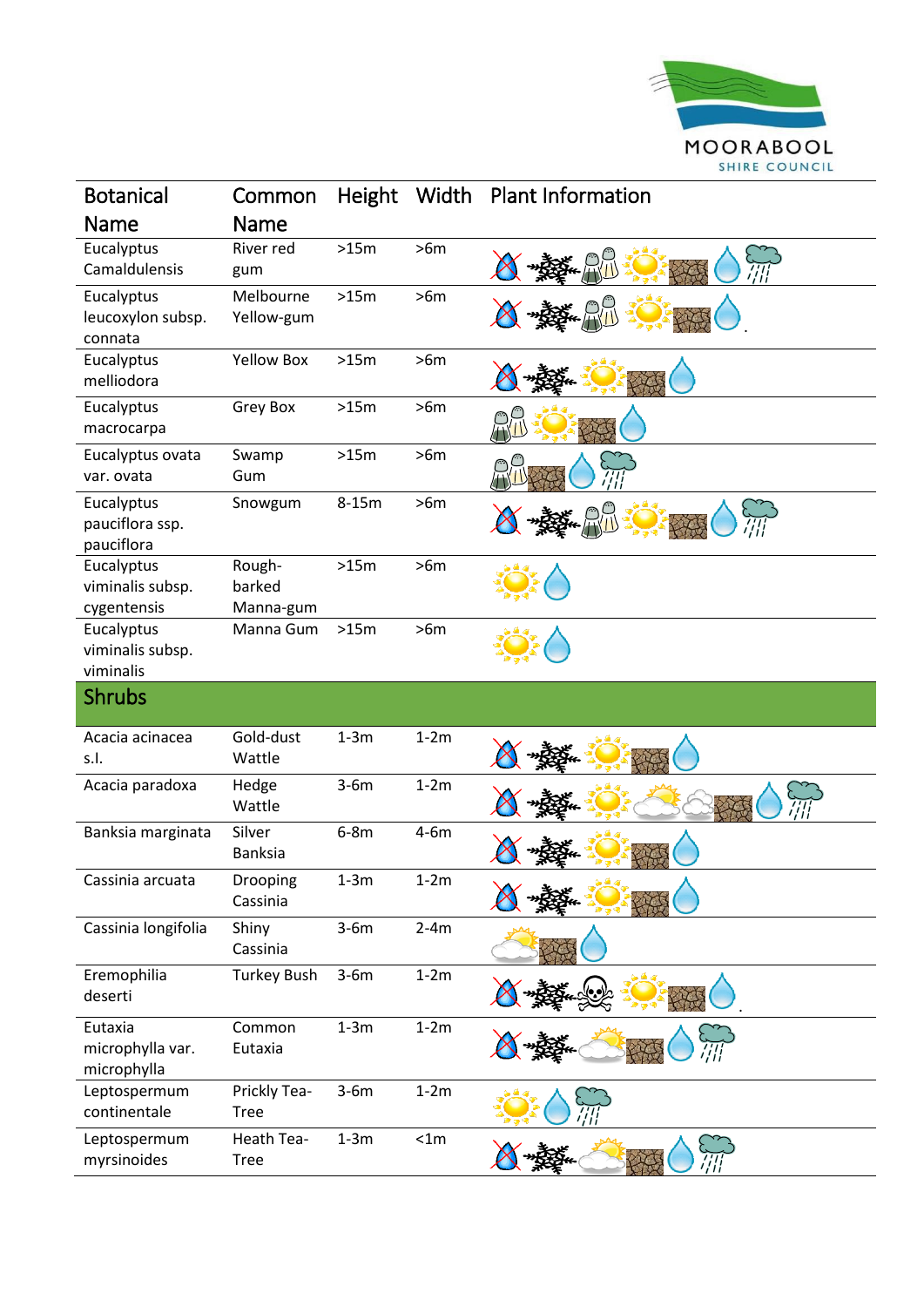| Botanical Name | Common Name | Height | Width | Plant Information |
|---|---|---|---|---|
| Eucalyptus Camaldulensis | River red gum | >15m | >6m | |
| Eucalyptus leucoxylon subsp. connata | Melbourne Yellow-gum | >15m | >6m | . |
| Eucalyptus melliodora | Yellow Box | >15m | >6m | |
| Eucalyptus macrocarpa | Grey Box | >15m | >6m | |
| Eucalyptus ovata var. ovata | Swamp Gum | >15m | >6m | |
| Eucalyptus pauciflora ssp. pauciflora | Snowgum | 8-15m | >6m | |
| Eucalyptus viminalis subsp. cygentensis | Rough-barked Manna-gum | >15m | >6m | |
| Eucalyptus viminalis subsp. viminalis | Manna Gum | >15m | >6m | |
| **Shrubs** | | | | |
| Acacia acinacea s.l. | Gold-dust Wattle | 1-3m | 1-2m | |
| Acacia paradoxa | Hedge Wattle | 3-6m | 1-2m | |
| Banksia marginata | Silver Banksia | 6-8m | 4-6m | |
| Cassinia arcuata | Drooping Cassinia | 1-3m | 1-2m | |
| Cassinia longifolia | Shiny Cassinia | 3-6m | 2-4m | |
| Eremophilia deserti | Turkey Bush | 3-6m | 1-2m | . |
| Eutaxia microphylla var. microphylla | Common Eutaxia | 1-3m | 1-2m | |
| Leptospermum continentale | Prickly Tea-Tree | 3-6m | 1-2m | |
| Leptospermum myrsinoides | Heath Tea-Tree | 1-3m | <1m | |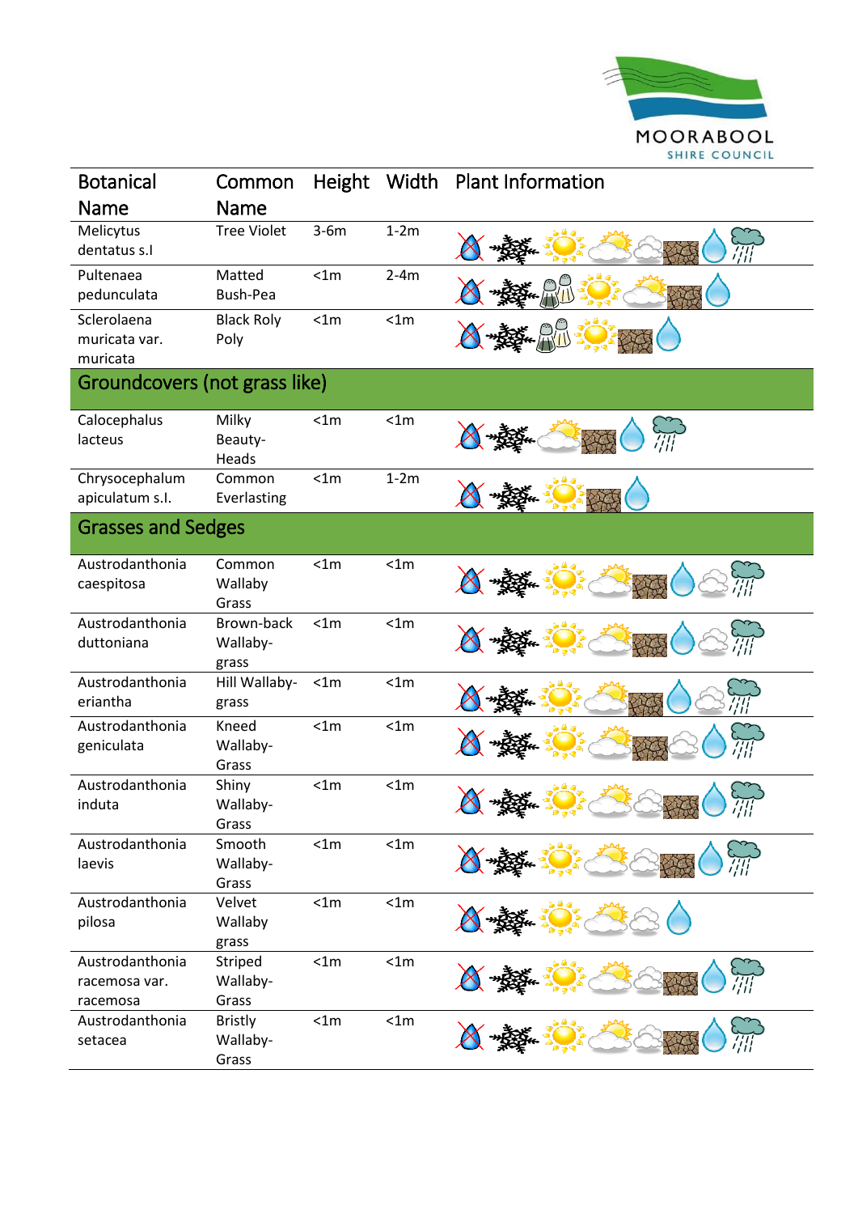| Botanical Name | Common Name | Height | Width | Plant Information |
|---|---|---|---|---|
| Melicytus dentatus s.l | Tree Violet | 3-6m | 1-2m | |
| Pultenaea pedunculata | Matted Bush-Pea | <1m | 2-4m | |
| Sclerolaena muricata var. muricata | Black Roly Poly | <1m | <1m | |
| **Groundcovers (not grass like)** | | | | |
| Calocephalus lacteus | Milky Beauty-Heads | <1m | <1m | |
| Chrysocephalum apiculatum s.l. | Common Everlasting | <1m | 1-2m | |
| **Grasses and Sedges** | | | | |
| Austrodanthonia caespitosa | Common Wallaby Grass | <1m | <1m | |
| Austrodanthonia duttoniana | Brown-back Wallaby-grass | <1m | <1m | |
| Austrodanthonia eriantha | Hill Wallaby-grass | <1m | <1m | |
| Austrodanthonia geniculata | Kneed Wallaby-Grass | <1m | <1m | |
| Austrodanthonia induta | Shiny Wallaby-Grass | <1m | <1m | |
| Austrodanthonia laevis | Smooth Wallaby-Grass | <1m | <1m | |
| Austrodanthonia pilosa | Velvet Wallaby grass | <1m | <1m | |
| Austrodanthonia racemosa var. racemosa | Striped Wallaby-Grass | <1m | <1m | |
| Austrodanthonia setacea | Bristly Wallaby-Grass | <1m | <1m | |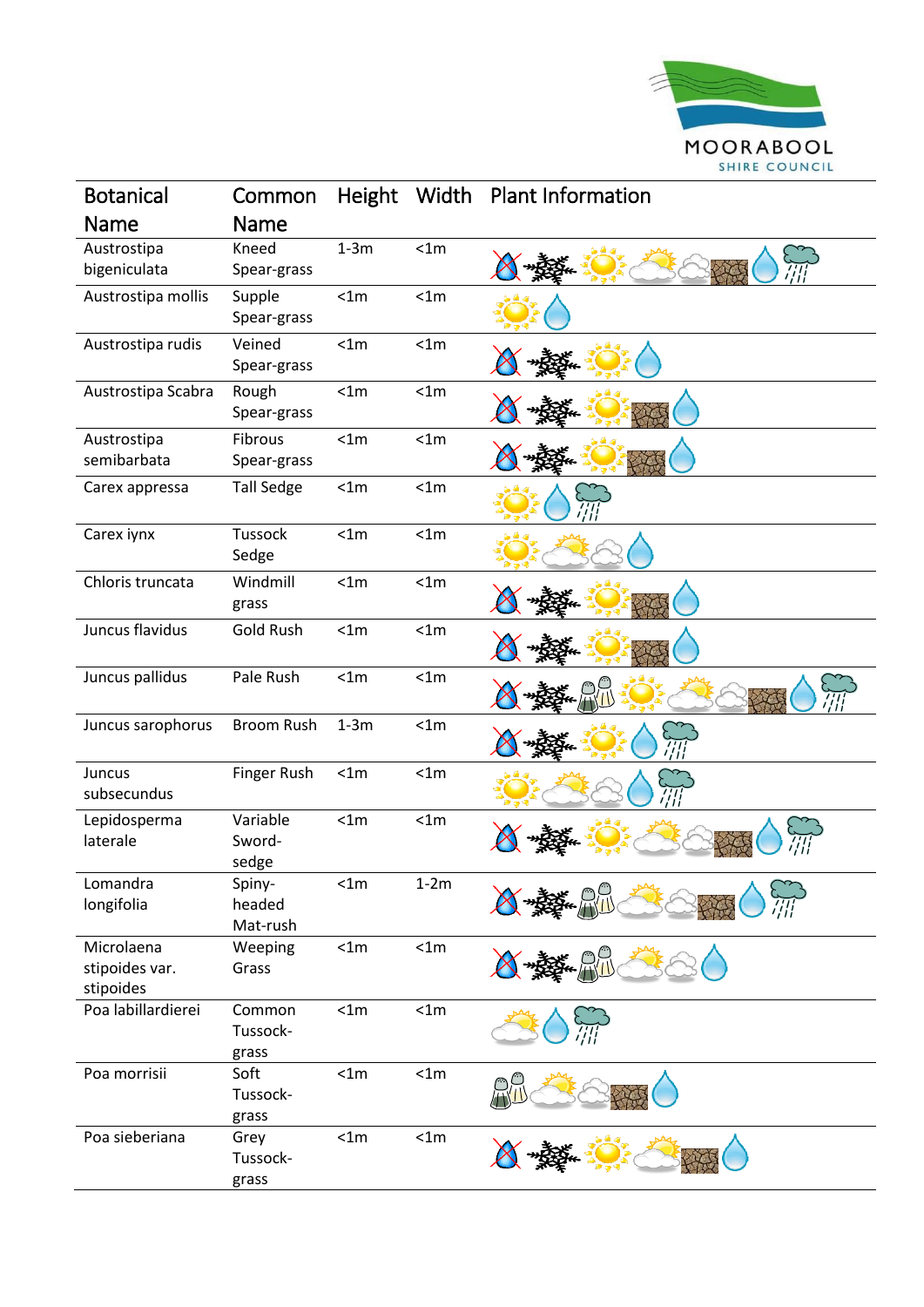| Botanical Name | Common Name | Height | Width | Plant Information |
|---|---|---|---|---|
| Austrostipa bigeniculata | Kneed Spear-grass | 1-3m | <1m | |
| Austrostipa mollis | Supple Spear-grass | <1m | <1m | |
| Austrostipa rudis | Veined Spear-grass | <1m | <1m | |
| Austrostipa Scabra | Rough Spear-grass | <1m | <1m | |
| Austrostipa semibarbata | Fibrous Spear-grass | <1m | <1m | |
| Carex appressa | Tall Sedge | <1m | <1m | |
| Carex iynx | Tussock Sedge | <1m | <1m | |
| Chloris truncata | Windmill grass | <1m | <1m | |
| Juncus flavidus | Gold Rush | <1m | <1m | |
| Juncus pallidus | Pale Rush | <1m | <1m | |
| Juncus sarophorus | Broom Rush | 1-3m | <1m | |
| Juncus subsecundus | Finger Rush | <1m | <1m | |
| Lepidosperma laterale | Variable Sword-sedge | <1m | <1m | |
| Lomandra longifolia | Spiny-headed Mat-rush | <1m | 1-2m | |
| Microlaena stipoides var. stipoides | Weeping Grass | <1m | <1m | |
| Poa labillardierei | Common Tussock-grass | <1m | <1m | |
| Poa morrisii | Soft Tussock-grass | <1m | <1m | |
| Poa sieberiana | Grey Tussock-grass | <1m | <1m | |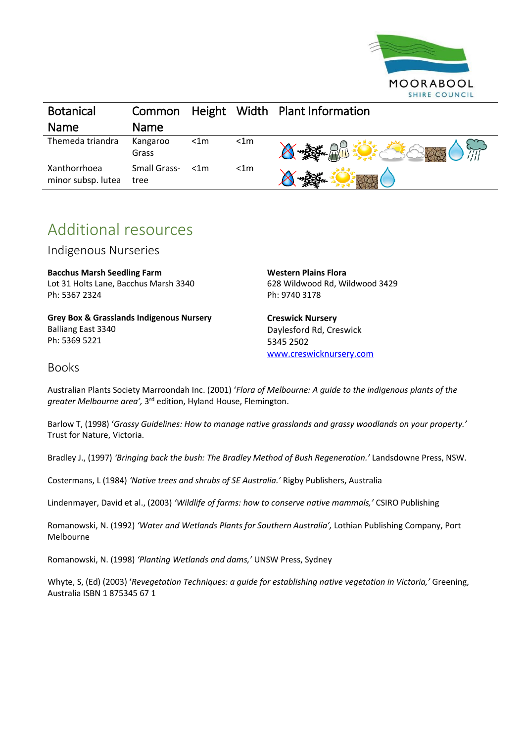| Botanical Name | Common Name | Height | Width | Plant Information |
|---|---|---|---|---|
| Themeda triandra | Kangaroo Grass | <1m | <1m | |
| Xanthorrhoea minor subsp. lutea | Small Grass-tree | <1m | <1m | |

# Additional resources

## Indigenous Nurseries

**Bacchus Marsh Seedling Farm**
Lot 31 Holts Lane, Bacchus Marsh 3340
Ph: 5367 2324

**Grey Box & Grasslands Indigenous Nursery**
Balliang East 3340
Ph: 5369 5221

**Western Plains Flora**
628 Wildwood Rd, Wildwood 3429
Ph: 9740 3178

**Creswick Nursery**
Daylesford Rd, Creswick
5345 2502
www.creswicknursery.com

## Books

Australian Plants Society Marroondah Inc. (2001) '*Flora of Melbourne: A guide to the indigenous plants of the greater Melbourne area',* 3rd edition, Hyland House, Flemington.

Barlow T, (1998) '*Grassy Guidelines: How to manage native grasslands and grassy woodlands on your property.'* Trust for Nature, Victoria.

Bradley J., (1997) *'Bringing back the bush: The Bradley Method of Bush Regeneration.'* Landsdowne Press, NSW.

Costermans, L (1984) *'Native trees and shrubs of SE Australia.'* Rigby Publishers, Australia

Lindenmayer, David et al., (2003) *'Wildlife of farms: how to conserve native mammals,'* CSIRO Publishing

Romanowski, N. (1992) *'Water and Wetlands Plants for Southern Australia',* Lothian Publishing Company, Port Melbourne

Romanowski, N. (1998) *'Planting Wetlands and dams,'* UNSW Press, Sydney

Whyte, S, (Ed) (2003) '*Revegetation Techniques: a guide for establishing native vegetation in Victoria,'* Greening, Australia ISBN 1 875345 67 1